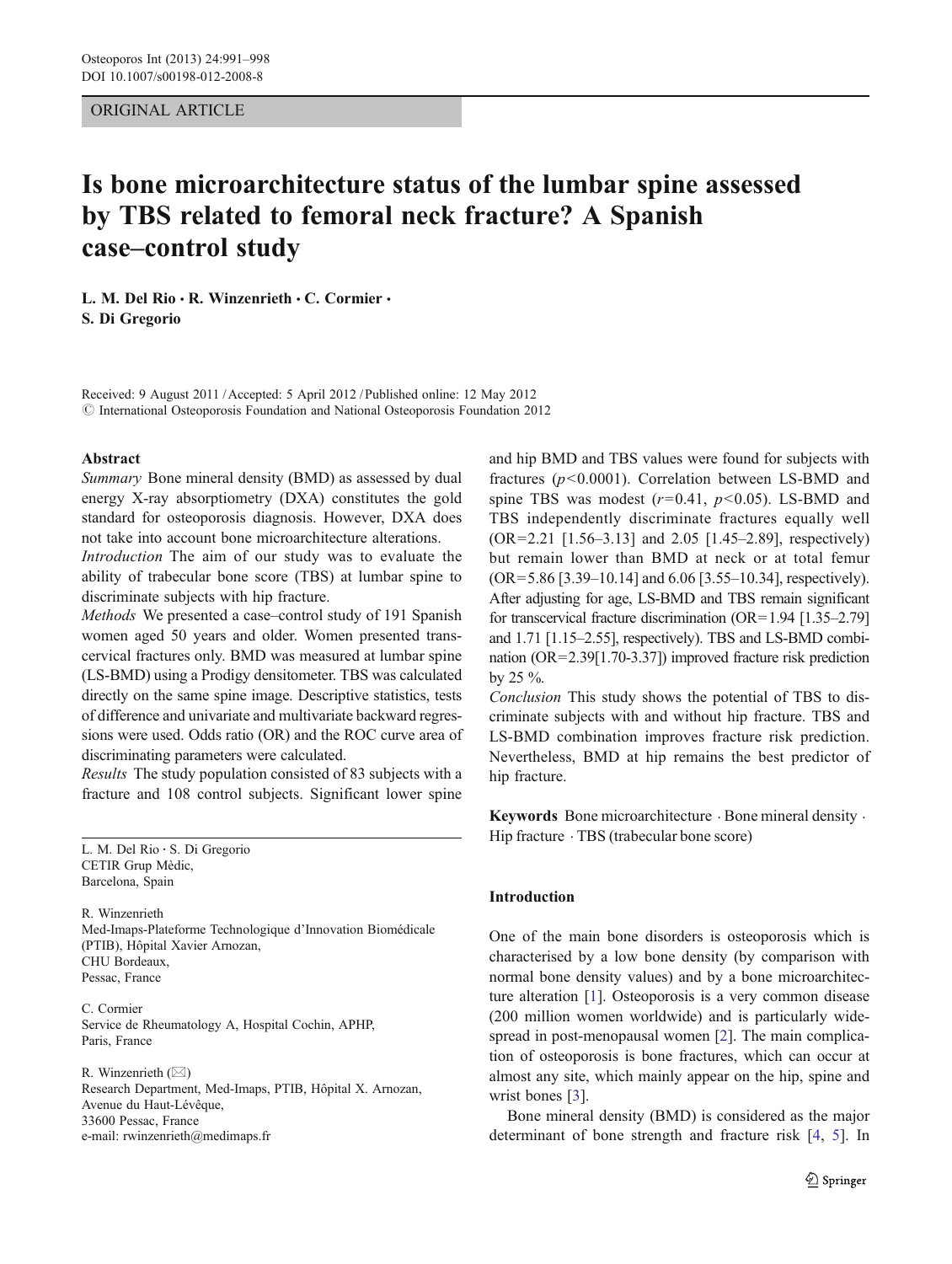ORIGINAL ARTICLE

# Is bone microarchitecture status of the lumbar spine assessed by TBS related to femoral neck fracture? A Spanish case–control study

L. M. Del Rio · R. Winzenrieth · C. Cormier · S. Di Gregorio

Received: 9 August 2011 / Accepted: 5 April 2012 / Published online: 12 May 2012
© International Osteoporosis Foundation and National Osteoporosis Foundation 2012

## Abstract

*Summary* Bone mineral density (BMD) as assessed by dual energy X-ray absorptiometry (DXA) constitutes the gold standard for osteoporosis diagnosis. However, DXA does not take into account bone microarchitecture alterations.

*Introduction* The aim of our study was to evaluate the ability of trabecular bone score (TBS) at lumbar spine to discriminate subjects with hip fracture.

*Methods* We presented a case–control study of 191 Spanish women aged 50 years and older. Women presented transcervical fractures only. BMD was measured at lumbar spine (LS-BMD) using a Prodigy densitometer. TBS was calculated directly on the same spine image. Descriptive statistics, tests of difference and univariate and multivariate backward regressions were used. Odds ratio (OR) and the ROC curve area of discriminating parameters were calculated.

*Results* The study population consisted of 83 subjects with a fracture and 108 control subjects. Significant lower spine and hip BMD and TBS values were found for subjects with fractures ($p<0.0001$). Correlation between LS-BMD and spine TBS was modest ($r=0.41$, $p<0.05$). LS-BMD and TBS independently discriminate fractures equally well (OR=2.21 [1.56–3.13] and 2.05 [1.45–2.89], respectively) but remain lower than BMD at neck or at total femur (OR=5.86 [3.39–10.14] and 6.06 [3.55–10.34], respectively). After adjusting for age, LS-BMD and TBS remain significant for transcervical fracture discrimination (OR=1.94 [1.35–2.79] and 1.71 [1.15–2.55], respectively). TBS and LS-BMD combination (OR=2.39[1.70-3.37]) improved fracture risk prediction by 25 %.

*Conclusion* This study shows the potential of TBS to discriminate subjects with and without hip fracture. TBS and LS-BMD combination improves fracture risk prediction. Nevertheless, BMD at hip remains the best predictor of hip fracture.

**Keywords** Bone microarchitecture · Bone mineral density · Hip fracture · TBS (trabecular bone score)

L. M. Del Rio · S. Di Gregorio
CETIR Grup Mèdic,
Barcelona, Spain

R. Winzenrieth
Med-Imaps-Plateforme Technologique d'Innovation Biomédicale (PTIB), Hôpital Xavier Arnozan,
CHU Bordeaux,
Pessac, France

C. Cormier
Service de Rheumatology A, Hospital Cochin, APHP,
Paris, France

R. Winzenrieth (✉)
Research Department, Med-Imaps, PTIB, Hôpital X. Arnozan,
Avenue du Haut-Lévêque,
33600 Pessac, France
e-mail: rwinzenrieth@medimaps.fr

## Introduction

One of the main bone disorders is osteoporosis which is characterised by a low bone density (by comparison with normal bone density values) and by a bone microarchitecture alteration [1]. Osteoporosis is a very common disease (200 million women worldwide) and is particularly widespread in post-menopausal women [2]. The main complication of osteoporosis is bone fractures, which can occur at almost any site, which mainly appear on the hip, spine and wrist bones [3].

Bone mineral density (BMD) is considered as the major determinant of bone strength and fracture risk [4, 5]. In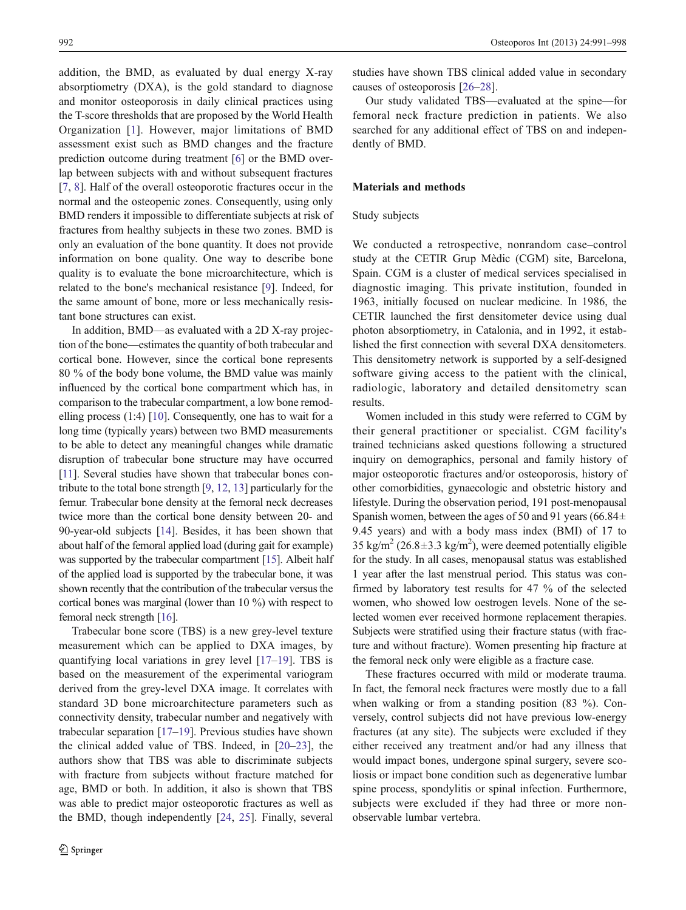addition, the BMD, as evaluated by dual energy X-ray absorptiometry (DXA), is the gold standard to diagnose and monitor osteoporosis in daily clinical practices using the T-score thresholds that are proposed by the World Health Organization [1]. However, major limitations of BMD assessment exist such as BMD changes and the fracture prediction outcome during treatment [6] or the BMD overlap between subjects with and without subsequent fractures [7, 8]. Half of the overall osteoporotic fractures occur in the normal and the osteopenic zones. Consequently, using only BMD renders it impossible to differentiate subjects at risk of fractures from healthy subjects in these two zones. BMD is only an evaluation of the bone quantity. It does not provide information on bone quality. One way to describe bone quality is to evaluate the bone microarchitecture, which is related to the bone's mechanical resistance [9]. Indeed, for the same amount of bone, more or less mechanically resistant bone structures can exist.

In addition, BMD—as evaluated with a 2D X-ray projection of the bone—estimates the quantity of both trabecular and cortical bone. However, since the cortical bone represents 80 % of the body bone volume, the BMD value was mainly influenced by the cortical bone compartment which has, in comparison to the trabecular compartment, a low bone remodelling process (1:4) [10]. Consequently, one has to wait for a long time (typically years) between two BMD measurements to be able to detect any meaningful changes while dramatic disruption of trabecular bone structure may have occurred [11]. Several studies have shown that trabecular bones contribute to the total bone strength [9, 12, 13] particularly for the femur. Trabecular bone density at the femoral neck decreases twice more than the cortical bone density between 20- and 90-year-old subjects [14]. Besides, it has been shown that about half of the femoral applied load (during gait for example) was supported by the trabecular compartment [15]. Albeit half of the applied load is supported by the trabecular bone, it was shown recently that the contribution of the trabecular versus the cortical bones was marginal (lower than 10 %) with respect to femoral neck strength [16].

Trabecular bone score (TBS) is a new grey-level texture measurement which can be applied to DXA images, by quantifying local variations in grey level [17–19]. TBS is based on the measurement of the experimental variogram derived from the grey-level DXA image. It correlates with standard 3D bone microarchitecture parameters such as connectivity density, trabecular number and negatively with trabecular separation [17–19]. Previous studies have shown the clinical added value of TBS. Indeed, in [20–23], the authors show that TBS was able to discriminate subjects with fracture from subjects without fracture matched for age, BMD or both. In addition, it also is shown that TBS was able to predict major osteoporotic fractures as well as the BMD, though independently [24, 25]. Finally, several studies have shown TBS clinical added value in secondary causes of osteoporosis [26–28].

Our study validated TBS—evaluated at the spine—for femoral neck fracture prediction in patients. We also searched for any additional effect of TBS on and independently of BMD.

## Materials and methods

### Study subjects

We conducted a retrospective, nonrandom case–control study at the CETIR Grup Mèdic (CGM) site, Barcelona, Spain. CGM is a cluster of medical services specialised in diagnostic imaging. This private institution, founded in 1963, initially focused on nuclear medicine. In 1986, the CETIR launched the first densitometer device using dual photon absorptiometry, in Catalonia, and in 1992, it established the first connection with several DXA densitometers. This densitometry network is supported by a self-designed software giving access to the patient with the clinical, radiologic, laboratory and detailed densitometry scan results.

Women included in this study were referred to CGM by their general practitioner or specialist. CGM facility's trained technicians asked questions following a structured inquiry on demographics, personal and family history of major osteoporotic fractures and/or osteoporosis, history of other comorbidities, gynaecologic and obstetric history and lifestyle. During the observation period, 191 post-menopausal Spanish women, between the ages of 50 and 91 years ($66.84 \pm 9.45$ years) and with a body mass index (BMI) of 17 to 35 kg/m$^2$ ($26.8 \pm 3.3$ kg/m$^2$), were deemed potentially eligible for the study. In all cases, menopausal status was established 1 year after the last menstrual period. This status was confirmed by laboratory test results for 47 % of the selected women, who showed low oestrogen levels. None of the selected women ever received hormone replacement therapies. Subjects were stratified using their fracture status (with fracture and without fracture). Women presenting hip fracture at the femoral neck only were eligible as a fracture case.

These fractures occurred with mild or moderate trauma. In fact, the femoral neck fractures were mostly due to a fall when walking or from a standing position (83 %). Conversely, control subjects did not have previous low-energy fractures (at any site). The subjects were excluded if they either received any treatment and/or had any illness that would impact bones, undergone spinal surgery, severe scoliosis or impact bone condition such as degenerative lumbar spine process, spondylitis or spinal infection. Furthermore, subjects were excluded if they had three or more non-observable lumbar vertebra.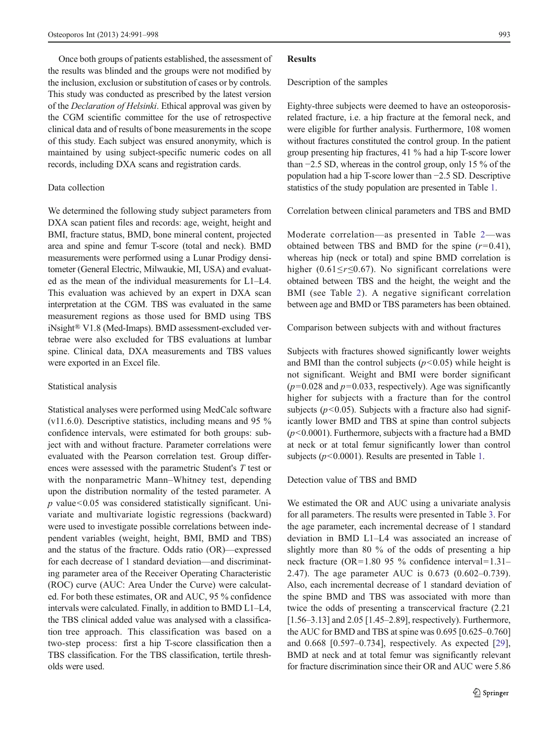Once both groups of patients established, the assessment of the results was blinded and the groups were not modified by the inclusion, exclusion or substitution of cases or by controls. This study was conducted as prescribed by the latest version of the *Declaration of Helsinki*. Ethical approval was given by the CGM scientific committee for the use of retrospective clinical data and of results of bone measurements in the scope of this study. Each subject was ensured anonymity, which is maintained by using subject-specific numeric codes on all records, including DXA scans and registration cards.

### Data collection

We determined the following study subject parameters from DXA scan patient files and records: age, weight, height and BMI, fracture status, BMD, bone mineral content, projected area and spine and femur T-score (total and neck). BMD measurements were performed using a Lunar Prodigy densitometer (General Electric, Milwaukie, MI, USA) and evaluated as the mean of the individual measurements for L1–L4. This evaluation was achieved by an expert in DXA scan interpretation at the CGM. TBS was evaluated in the same measurement regions as those used for BMD using TBS iNsight® V1.8 (Med-Imaps). BMD assessment-excluded vertebrae were also excluded for TBS evaluations at lumbar spine. Clinical data, DXA measurements and TBS values were exported in an Excel file.

### Statistical analysis

Statistical analyses were performed using MedCalc software (v11.6.0). Descriptive statistics, including means and 95 % confidence intervals, were estimated for both groups: subject with and without fracture. Parameter correlations were evaluated with the Pearson correlation test. Group differences were assessed with the parametric Student's *T* test or with the nonparametric Mann–Whitney test, depending upon the distribution normality of the tested parameter. A $p$ value $<0.05$ was considered statistically significant. Univariate and multivariate logistic regressions (backward) were used to investigate possible correlations between independent variables (weight, height, BMI, BMD and TBS) and the status of the fracture. Odds ratio (OR)—expressed for each decrease of 1 standard deviation—and discriminating parameter area of the Receiver Operating Characteristic (ROC) curve (AUC: Area Under the Curve) were calculated. For both these estimates, OR and AUC, 95 % confidence intervals were calculated. Finally, in addition to BMD L1–L4, the TBS clinical added value was analysed with a classification tree approach. This classification was based on a two-step process: first a hip T-score classification then a TBS classification. For the TBS classification, tertile thresholds were used.

## Results

### Description of the samples

Eighty-three subjects were deemed to have an osteoporosis-related fracture, i.e. a hip fracture at the femoral neck, and were eligible for further analysis. Furthermore, 108 women without fractures constituted the control group. In the patient group presenting hip fractures, 41 % had a hip T-score lower than −2.5 SD, whereas in the control group, only 15 % of the population had a hip T-score lower than −2.5 SD. Descriptive statistics of the study population are presented in Table 1.

### Correlation between clinical parameters and TBS and BMD

Moderate correlation—as presented in Table 2—was obtained between TBS and BMD for the spine ($r=0.41$), whereas hip (neck or total) and spine BMD correlation is higher ($0.61 \leq r \leq 0.67$). No significant correlations were obtained between TBS and the height, the weight and the BMI (see Table 2). A negative significant correlation between age and BMD or TBS parameters has been obtained.

### Comparison between subjects with and without fractures

Subjects with fractures showed significantly lower weights and BMI than the control subjects ($p<0.05$) while height is not significant. Weight and BMI were border significant ($p=0.028$ and $p=0.033$, respectively). Age was significantly higher for subjects with a fracture than for the control subjects ($p<0.05$). Subjects with a fracture also had significantly lower BMD and TBS at spine than control subjects ($p<0.0001$). Furthermore, subjects with a fracture had a BMD at neck or at total femur significantly lower than control subjects ($p<0.0001$). Results are presented in Table 1.

### Detection value of TBS and BMD

We estimated the OR and AUC using a univariate analysis for all parameters. The results were presented in Table 3. For the age parameter, each incremental decrease of 1 standard deviation in BMD L1–L4 was associated an increase of slightly more than 80 % of the odds of presenting a hip neck fracture (OR=1.80 95 % confidence interval=1.31–2.47). The age parameter AUC is 0.673 (0.602–0.739). Also, each incremental decrease of 1 standard deviation of the spine BMD and TBS was associated with more than twice the odds of presenting a transcervical fracture (2.21 [1.56–3.13] and 2.05 [1.45–2.89], respectively). Furthermore, the AUC for BMD and TBS at spine was 0.695 [0.625–0.760] and 0.668 [0.597–0.734], respectively. As expected [29], BMD at neck and at total femur was significantly relevant for fracture discrimination since their OR and AUC were 5.86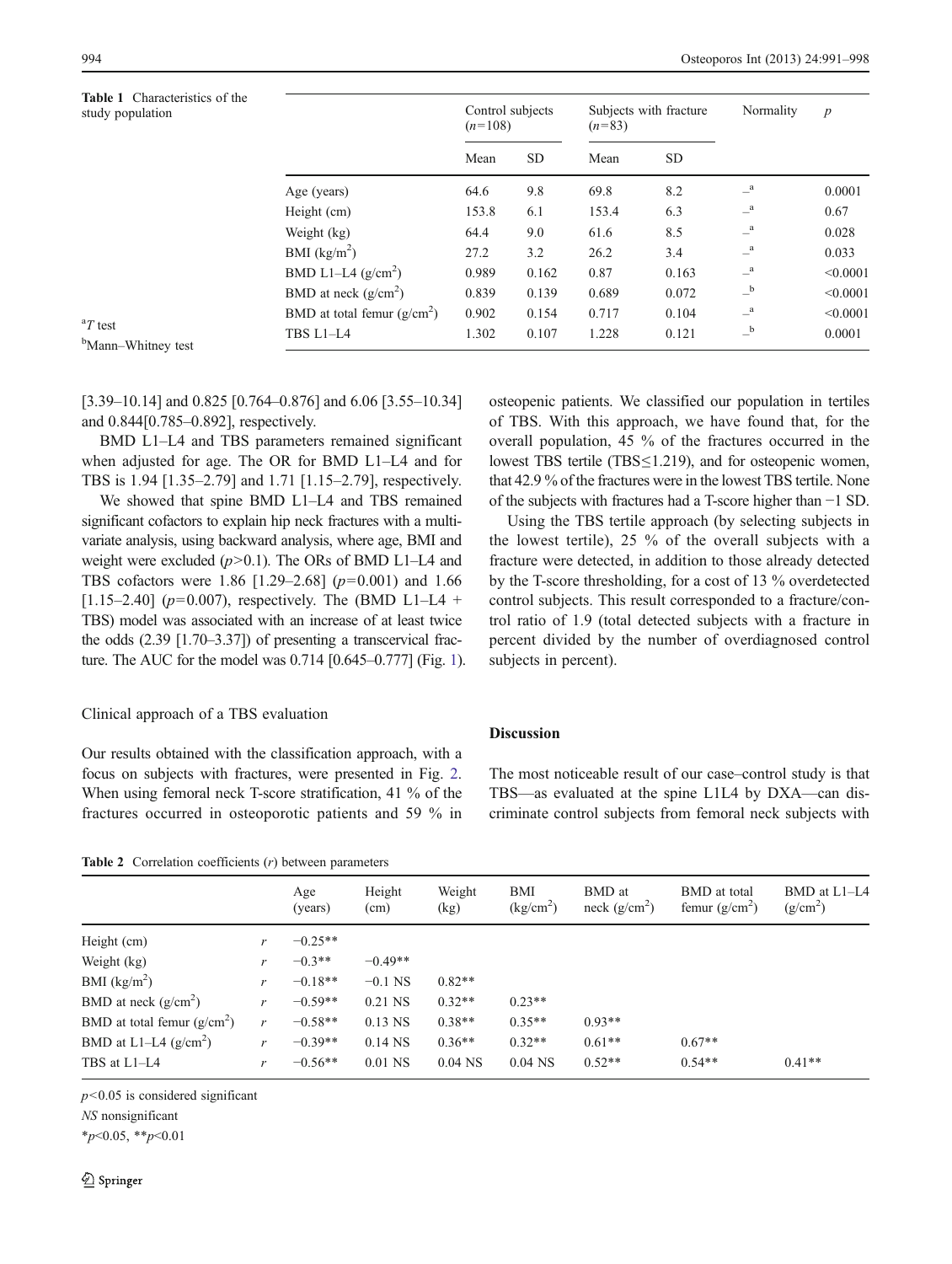**Table 1** Characteristics of the study population

| | Control subjects ($n$=108) | | Subjects with fracture ($n$=83) | | Normality | $p$ |
|---|---|---|---|---|---|---|
| | Mean | SD | Mean | SD | | |
| Age (years) | 64.6 | 9.8 | 69.8 | 8.2 | –[a] | 0.0001 |
| Height (cm) | 153.8 | 6.1 | 153.4 | 6.3 | –[a] | 0.67 |
| Weight (kg) | 64.4 | 9.0 | 61.6 | 8.5 | –[a] | 0.028 |
| BMI (kg/m$^2$) | 27.2 | 3.2 | 26.2 | 3.4 | –[a] | 0.033 |
| BMD L1–L4 (g/cm$^2$) | 0.989 | 0.162 | 0.87 | 0.163 | –[a] | <0.0001 |
| BMD at neck (g/cm$^2$) | 0.839 | 0.139 | 0.689 | 0.072 | –[b] | <0.0001 |
| BMD at total femur (g/cm$^2$) | 0.902 | 0.154 | 0.717 | 0.104 | –[a] | <0.0001 |
| TBS L1–L4 | 1.302 | 0.107 | 1.228 | 0.121 | –[b] | 0.0001 |

[a] $T$ test

[b] Mann–Whitney test

[3.39–10.14] and 0.825 [0.764–0.876] and 6.06 [3.55–10.34] and 0.844[0.785–0.892], respectively.

BMD L1–L4 and TBS parameters remained significant when adjusted for age. The OR for BMD L1–L4 and for TBS is 1.94 [1.35–2.79] and 1.71 [1.15–2.79], respectively.

We showed that spine BMD L1–L4 and TBS remained significant cofactors to explain hip neck fractures with a multivariate analysis, using backward analysis, where age, BMI and weight were excluded ($p$>0.1). The ORs of BMD L1–L4 and TBS cofactors were 1.86 [1.29–2.68] ($p$=0.001) and 1.66 [1.15–2.40] ($p$=0.007), respectively. The (BMD L1–L4 + TBS) model was associated with an increase of at least twice the odds (2.39 [1.70–3.37]) of presenting a transcervical fracture. The AUC for the model was 0.714 [0.645–0.777] (Fig. 1).

### Clinical approach of a TBS evaluation

Our results obtained with the classification approach, with a focus on subjects with fractures, were presented in Fig. 2. When using femoral neck T-score stratification, 41 % of the fractures occurred in osteoporotic patients and 59 % in osteopenic patients. We classified our population in tertiles of TBS. With this approach, we have found that, for the overall population, 45 % of the fractures occurred in the lowest TBS tertile (TBS≤1.219), and for osteopenic women, that 42.9 % of the fractures were in the lowest TBS tertile. None of the subjects with fractures had a T-score higher than −1 SD.

Using the TBS tertile approach (by selecting subjects in the lowest tertile), 25 % of the overall subjects with a fracture were detected, in addition to those already detected by the T-score thresholding, for a cost of 13 % overdetected control subjects. This result corresponded to a fracture/control ratio of 1.9 (total detected subjects with a fracture in percent divided by the number of overdiagnosed control subjects in percent).

## Discussion

The most noticeable result of our case–control study is that TBS—as evaluated at the spine L1L4 by DXA—can discriminate control subjects from femoral neck subjects with

**Table 2** Correlation coefficients ($r$) between parameters

| | | Age (years) | Height (cm) | Weight (kg) | BMI (kg/cm$^2$) | BMD at neck (g/cm$^2$) | BMD at total femur (g/cm$^2$) | BMD at L1–L4 (g/cm$^2$) |
|---|---|---|---|---|---|---|---|---|
| Height (cm) | $r$ | −0.25** | | | | | | |
| Weight (kg) | $r$ | −0.3** | −0.49** | | | | | |
| BMI (kg/m$^2$) | $r$ | −0.18** | −0.1 NS | 0.82** | | | | |
| BMD at neck (g/cm$^2$) | $r$ | −0.59** | 0.21 NS | 0.32** | 0.23** | | | |
| BMD at total femur (g/cm$^2$) | $r$ | −0.58** | 0.13 NS | 0.38** | 0.35** | 0.93** | | |
| BMD at L1–L4 (g/cm$^2$) | $r$ | −0.39** | 0.14 NS | 0.36** | 0.32** | 0.61** | 0.67** | |
| TBS at L1–L4 | $r$ | −0.56** | 0.01 NS | 0.04 NS | 0.04 NS | 0.52** | 0.54** | 0.41** |

$p$<0.05 is considered significant

*NS* nonsignificant

*$p$<0.05, **$p$<0.01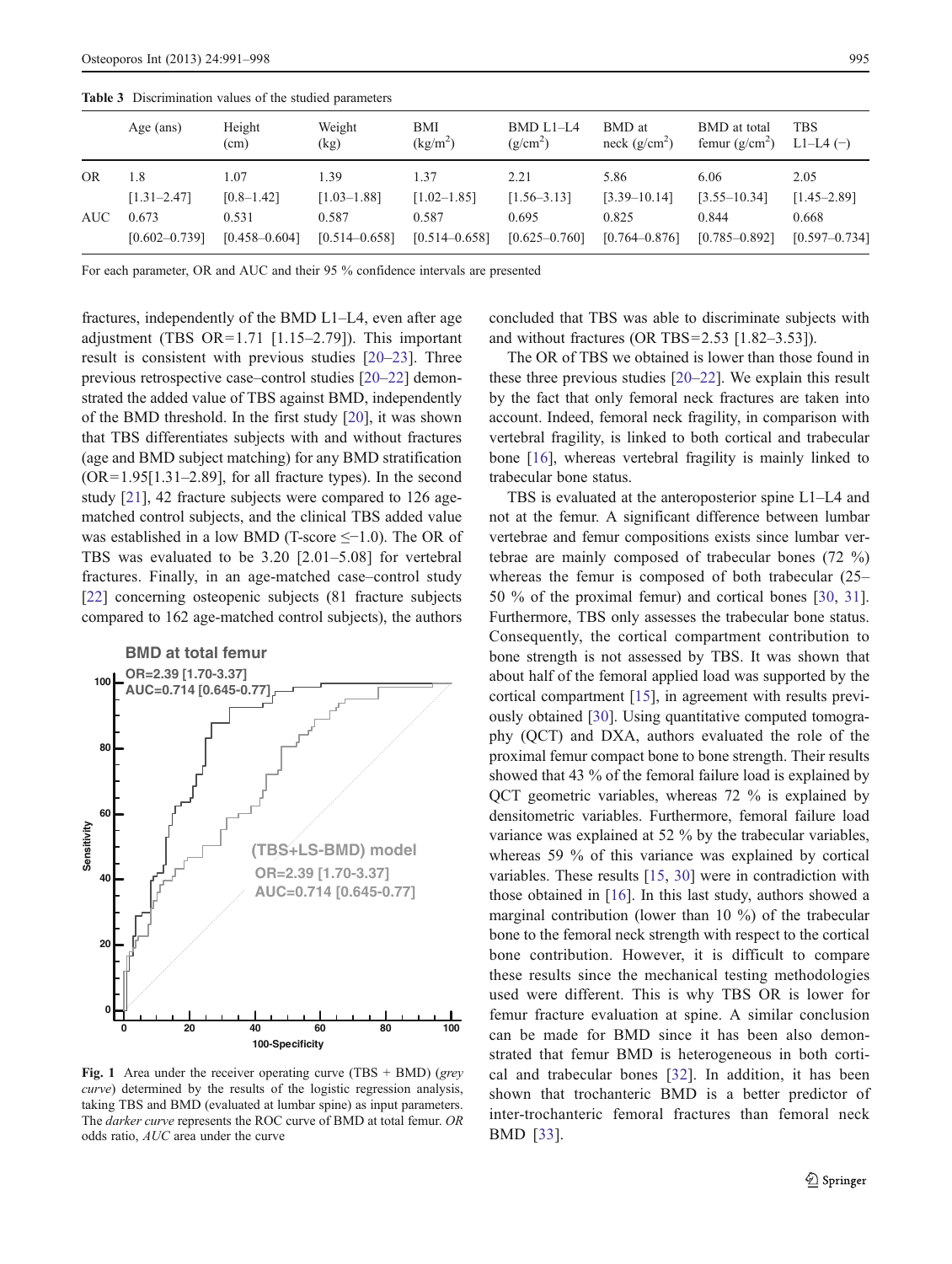**Table 3** Discrimination values of the studied parameters

| | Age (ans) | Height (cm) | Weight (kg) | BMI (kg/m$^2$) | BMD L1–L4 (g/cm$^2$) | BMD at neck (g/cm$^2$) | BMD at total femur (g/cm$^2$) | TBS L1–L4 (−) |
|---|---|---|---|---|---|---|---|---|
| OR | 1.8 | 1.07 | 1.39 | 1.37 | 2.21 | 5.86 | 6.06 | 2.05 |
| | [1.31–2.47] | [0.8–1.42] | [1.03–1.88] | [1.02–1.85] | [1.56–3.13] | [3.39–10.14] | [3.55–10.34] | [1.45–2.89] |
| AUC | 0.673 | 0.531 | 0.587 | 0.587 | 0.695 | 0.825 | 0.844 | 0.668 |
| | [0.602–0.739] | [0.458–0.604] | [0.514–0.658] | [0.514–0.658] | [0.625–0.760] | [0.764–0.876] | [0.785–0.892] | [0.597–0.734] |

For each parameter, OR and AUC and their 95 % confidence intervals are presented

fractures, independently of the BMD L1–L4, even after age adjustment (TBS OR=1.71 [1.15–2.79]). This important result is consistent with previous studies [20–23]. Three previous retrospective case–control studies [20–22] demonstrated the added value of TBS against BMD, independently of the BMD threshold. In the first study [20], it was shown that TBS differentiates subjects with and without fractures (age and BMD subject matching) for any BMD stratification (OR=1.95[1.31–2.89], for all fracture types). In the second study [21], 42 fracture subjects were compared to 126 age-matched control subjects, and the clinical TBS added value was established in a low BMD (T-score ≤−1.0). The OR of TBS was evaluated to be 3.20 [2.01–5.08] for vertebral fractures. Finally, in an age-matched case–control study [22] concerning osteopenic subjects (81 fracture subjects compared to 162 age-matched control subjects), the authors concluded that TBS was able to discriminate subjects with and without fractures (OR TBS=2.53 [1.82–3.53]).

**Fig. 1** Area under the receiver operating curve (TBS + BMD) (*grey curve*) determined by the results of the logistic regression analysis, taking TBS and BMD (evaluated at lumbar spine) as input parameters. The *darker curve* represents the ROC curve of BMD at total femur. *OR* odds ratio, *AUC* area under the curve

The OR of TBS we obtained is lower than those found in these three previous studies [20–22]. We explain this result by the fact that only femoral neck fractures are taken into account. Indeed, femoral neck fragility, in comparison with vertebral fragility, is linked to both cortical and trabecular bone [16], whereas vertebral fragility is mainly linked to trabecular bone status.

TBS is evaluated at the anteroposterior spine L1–L4 and not at the femur. A significant difference between lumbar vertebrae and femur compositions exists since lumbar vertebrae are mainly composed of trabecular bones (72 %) whereas the femur is composed of both trabecular (25–50 % of the proximal femur) and cortical bones [30, 31]. Furthermore, TBS only assesses the trabecular bone status. Consequently, the cortical compartment contribution to bone strength is not assessed by TBS. It was shown that about half of the femoral applied load was supported by the cortical compartment [15], in agreement with results previously obtained [30]. Using quantitative computed tomography (QCT) and DXA, authors evaluated the role of the proximal femur compact bone to bone strength. Their results showed that 43 % of the femoral failure load is explained by QCT geometric variables, whereas 72 % is explained by densitometric variables. Furthermore, femoral failure load variance was explained at 52 % by the trabecular variables, whereas 59 % of this variance was explained by cortical variables. These results [15, 30] were in contradiction with those obtained in [16]. In this last study, authors showed a marginal contribution (lower than 10 %) of the trabecular bone to the femoral neck strength with respect to the cortical bone contribution. However, it is difficult to compare these results since the mechanical testing methodologies used were different. This is why TBS OR is lower for femur fracture evaluation at spine. A similar conclusion can be made for BMD since it has been also demonstrated that femur BMD is heterogeneous in both cortical and trabecular bones [32]. In addition, it has been shown that trochanteric BMD is a better predictor of inter-trochanteric femoral fractures than femoral neck BMD [33].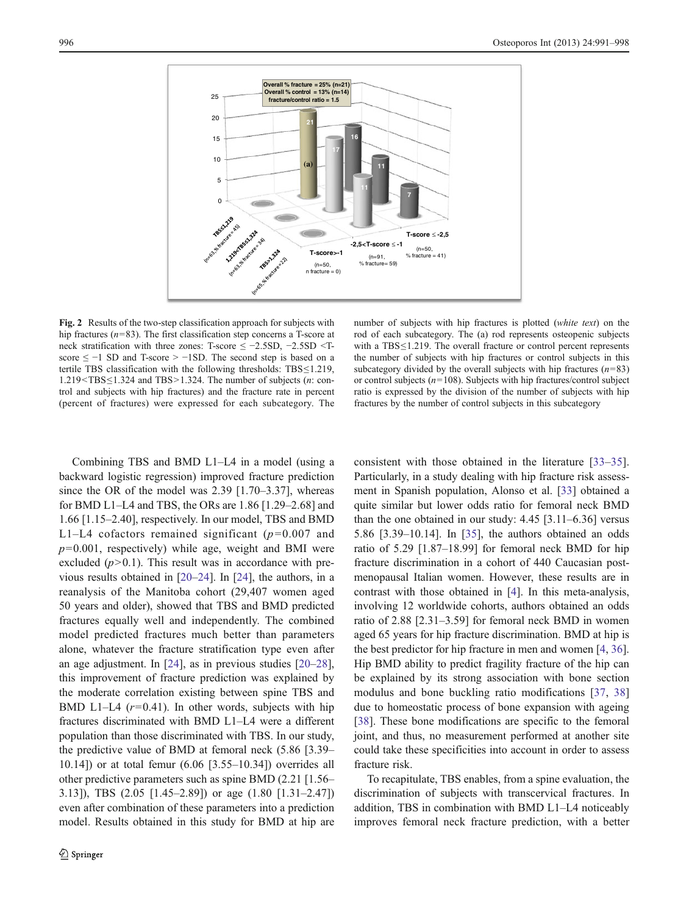**Fig. 2** Results of the two-step classification approach for subjects with hip fractures ($n$=83). The first classification step concerns a T-score at neck stratification with three zones: T-score ≤ −2.5SD, −2.5SD <T-score ≤ −1 SD and T-score > −1SD. The second step is based on a tertile TBS classification with the following thresholds: TBS≤1.219, 1.219<TBS≤1.324 and TBS>1.324. The number of subjects ($n$: control and subjects with hip fractures) and the fracture rate in percent (percent of fractures) were expressed for each subcategory. The number of subjects with hip fractures is plotted (*white text*) on the rod of each subcategory. The (a) rod represents osteopenic subjects with a TBS≤1.219. The overall fracture or control percent represents the number of subjects with hip fractures or control subjects in this subcategory divided by the overall subjects with hip fractures ($n$=83) or control subjects ($n$=108). Subjects with hip fractures/control subject ratio is expressed by the division of the number of subjects with hip fractures by the number of control subjects in this subcategory

Combining TBS and BMD L1–L4 in a model (using a backward logistic regression) improved fracture prediction since the OR of the model was 2.39 [1.70–3.37], whereas for BMD L1–L4 and TBS, the ORs are 1.86 [1.29–2.68] and 1.66 [1.15–2.40], respectively. In our model, TBS and BMD L1–L4 cofactors remained significant ($p$=0.007 and $p$=0.001, respectively) while age, weight and BMI were excluded ($p$>0.1). This result was in accordance with previous results obtained in [20–24]. In [24], the authors, in a reanalysis of the Manitoba cohort (29,407 women aged 50 years and older), showed that TBS and BMD predicted fractures equally well and independently. The combined model predicted fractures much better than parameters alone, whatever the fracture stratification type even after an age adjustment. In [24], as in previous studies [20–28], this improvement of fracture prediction was explained by the moderate correlation existing between spine TBS and BMD L1–L4 ($r$=0.41). In other words, subjects with hip fractures discriminated with BMD L1–L4 were a different population than those discriminated with TBS. In our study, the predictive value of BMD at femoral neck (5.86 [3.39–10.14]) or at total femur (6.06 [3.55–10.34]) overrides all other predictive parameters such as spine BMD (2.21 [1.56–3.13]), TBS (2.05 [1.45–2.89]) or age (1.80 [1.31–2.47]) even after combination of these parameters into a prediction model. Results obtained in this study for BMD at hip are consistent with those obtained in the literature [33–35]. Particularly, in a study dealing with hip fracture risk assessment in Spanish population, Alonso et al. [33] obtained a quite similar but lower odds ratio for femoral neck BMD than the one obtained in our study: 4.45 [3.11–6.36] versus 5.86 [3.39–10.14]. In [35], the authors obtained an odds ratio of 5.29 [1.87–18.99] for femoral neck BMD for hip fracture discrimination in a cohort of 440 Caucasian postmenopausal Italian women. However, these results are in contrast with those obtained in [4]. In this meta-analysis, involving 12 worldwide cohorts, authors obtained an odds ratio of 2.88 [2.31–3.59] for femoral neck BMD in women aged 65 years for hip fracture discrimination. BMD at hip is the best predictor for hip fracture in men and women [4, 36]. Hip BMD ability to predict fragility fracture of the hip can be explained by its strong association with bone section modulus and bone buckling ratio modifications [37, 38] due to homeostatic process of bone expansion with ageing [38]. These bone modifications are specific to the femoral joint, and thus, no measurement performed at another site could take these specificities into account in order to assess fracture risk.

To recapitulate, TBS enables, from a spine evaluation, the discrimination of subjects with transcervical fractures. In addition, TBS in combination with BMD L1–L4 noticeably improves femoral neck fracture prediction, with a better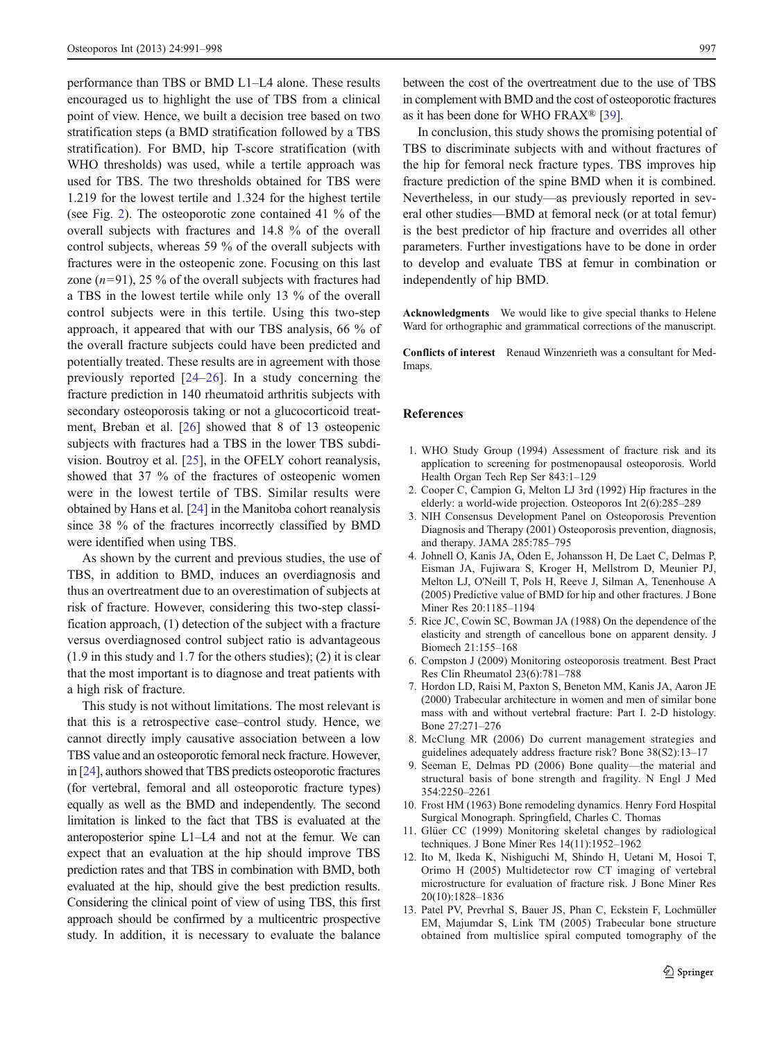performance than TBS or BMD L1–L4 alone. These results encouraged us to highlight the use of TBS from a clinical point of view. Hence, we built a decision tree based on two stratification steps (a BMD stratification followed by a TBS stratification). For BMD, hip T-score stratification (with WHO thresholds) was used, while a tertile approach was used for TBS. The two thresholds obtained for TBS were 1.219 for the lowest tertile and 1.324 for the highest tertile (see Fig. 2). The osteoporotic zone contained 41 % of the overall subjects with fractures and 14.8 % of the overall control subjects, whereas 59 % of the overall subjects with fractures were in the osteopenic zone. Focusing on this last zone ($n$=91), 25 % of the overall subjects with fractures had a TBS in the lowest tertile while only 13 % of the overall control subjects were in this tertile. Using this two-step approach, it appeared that with our TBS analysis, 66 % of the overall fracture subjects could have been predicted and potentially treated. These results are in agreement with those previously reported [24–26]. In a study concerning the fracture prediction in 140 rheumatoid arthritis subjects with secondary osteoporosis taking or not a glucocorticoid treatment, Breban et al. [26] showed that 8 of 13 osteopenic subjects with fractures had a TBS in the lower TBS subdivision. Boutroy et al. [25], in the OFELY cohort reanalysis, showed that 37 % of the fractures of osteopenic women were in the lowest tertile of TBS. Similar results were obtained by Hans et al. [24] in the Manitoba cohort reanalysis since 38 % of the fractures incorrectly classified by BMD were identified when using TBS.

As shown by the current and previous studies, the use of TBS, in addition to BMD, induces an overdiagnosis and thus an overtreatment due to an overestimation of subjects at risk of fracture. However, considering this two-step classification approach, (1) detection of the subject with a fracture versus overdiagnosed control subject ratio is advantageous (1.9 in this study and 1.7 for the others studies); (2) it is clear that the most important is to diagnose and treat patients with a high risk of fracture.

This study is not without limitations. The most relevant is that this is a retrospective case–control study. Hence, we cannot directly imply causative association between a low TBS value and an osteoporotic femoral neck fracture. However, in [24], authors showed that TBS predicts osteoporotic fractures (for vertebral, femoral and all osteoporotic fracture types) equally as well as the BMD and independently. The second limitation is linked to the fact that TBS is evaluated at the anteroposterior spine L1–L4 and not at the femur. We can expect that an evaluation at the hip should improve TBS prediction rates and that TBS in combination with BMD, both evaluated at the hip, should give the best prediction results. Considering the clinical point of view of using TBS, this first approach should be confirmed by a multicentric prospective study. In addition, it is necessary to evaluate the balance between the cost of the overtreatment due to the use of TBS in complement with BMD and the cost of osteoporotic fractures as it has been done for WHO FRAX® [39].

In conclusion, this study shows the promising potential of TBS to discriminate subjects with and without fractures of the hip for femoral neck fracture types. TBS improves hip fracture prediction of the spine BMD when it is combined. Nevertheless, in our study—as previously reported in several other studies—BMD at femoral neck (or at total femur) is the best predictor of hip fracture and overrides all other parameters. Further investigations have to be done in order to develop and evaluate TBS at femur in combination or independently of hip BMD.

**Acknowledgments** We would like to give special thanks to Helene Ward for orthographic and grammatical corrections of the manuscript.

**Conflicts of interest** Renaud Winzenrieth was a consultant for Med-Imaps.

## References

1. WHO Study Group (1994) Assessment of fracture risk and its application to screening for postmenopausal osteoporosis. World Health Organ Tech Rep Ser 843:1–129
2. Cooper C, Campion G, Melton LJ 3rd (1992) Hip fractures in the elderly: a world-wide projection. Osteoporos Int 2(6):285–289
3. NIH Consensus Development Panel on Osteoporosis Prevention Diagnosis and Therapy (2001) Osteoporosis prevention, diagnosis, and therapy. JAMA 285:785–795
4. Johnell O, Kanis JA, Oden E, Johansson H, De Laet C, Delmas P, Eisman JA, Fujiwara S, Kroger H, Mellstrom D, Meunier PJ, Melton LJ, O'Neill T, Pols H, Reeve J, Silman A, Tenenhouse A (2005) Predictive value of BMD for hip and other fractures. J Bone Miner Res 20:1185–1194
5. Rice JC, Cowin SC, Bowman JA (1988) On the dependence of the elasticity and strength of cancellous bone on apparent density. J Biomech 21:155–168
6. Compston J (2009) Monitoring osteoporosis treatment. Best Pract Res Clin Rheumatol 23(6):781–788
7. Hordon LD, Raisi M, Paxton S, Beneton MM, Kanis JA, Aaron JE (2000) Trabecular architecture in women and men of similar bone mass with and without vertebral fracture: Part I. 2-D histology. Bone 27:271–276
8. McClung MR (2006) Do current management strategies and guidelines adequately address fracture risk? Bone 38(S2):13–17
9. Seeman E, Delmas PD (2006) Bone quality—the material and structural basis of bone strength and fragility. N Engl J Med 354:2250–2261
10. Frost HM (1963) Bone remodeling dynamics. Henry Ford Hospital Surgical Monograph. Springfield, Charles C. Thomas
11. Glüer CC (1999) Monitoring skeletal changes by radiological techniques. J Bone Miner Res 14(11):1952–1962
12. Ito M, Ikeda K, Nishiguchi M, Shindo H, Uetani M, Hosoi T, Orimo H (2005) Multidetector row CT imaging of vertebral microstructure for evaluation of fracture risk. J Bone Miner Res 20(10):1828–1836
13. Patel PV, Prevrhal S, Bauer JS, Phan C, Eckstein F, Lochmüller EM, Majumdar S, Link TM (2005) Trabecular bone structure obtained from multislice spiral computed tomography of the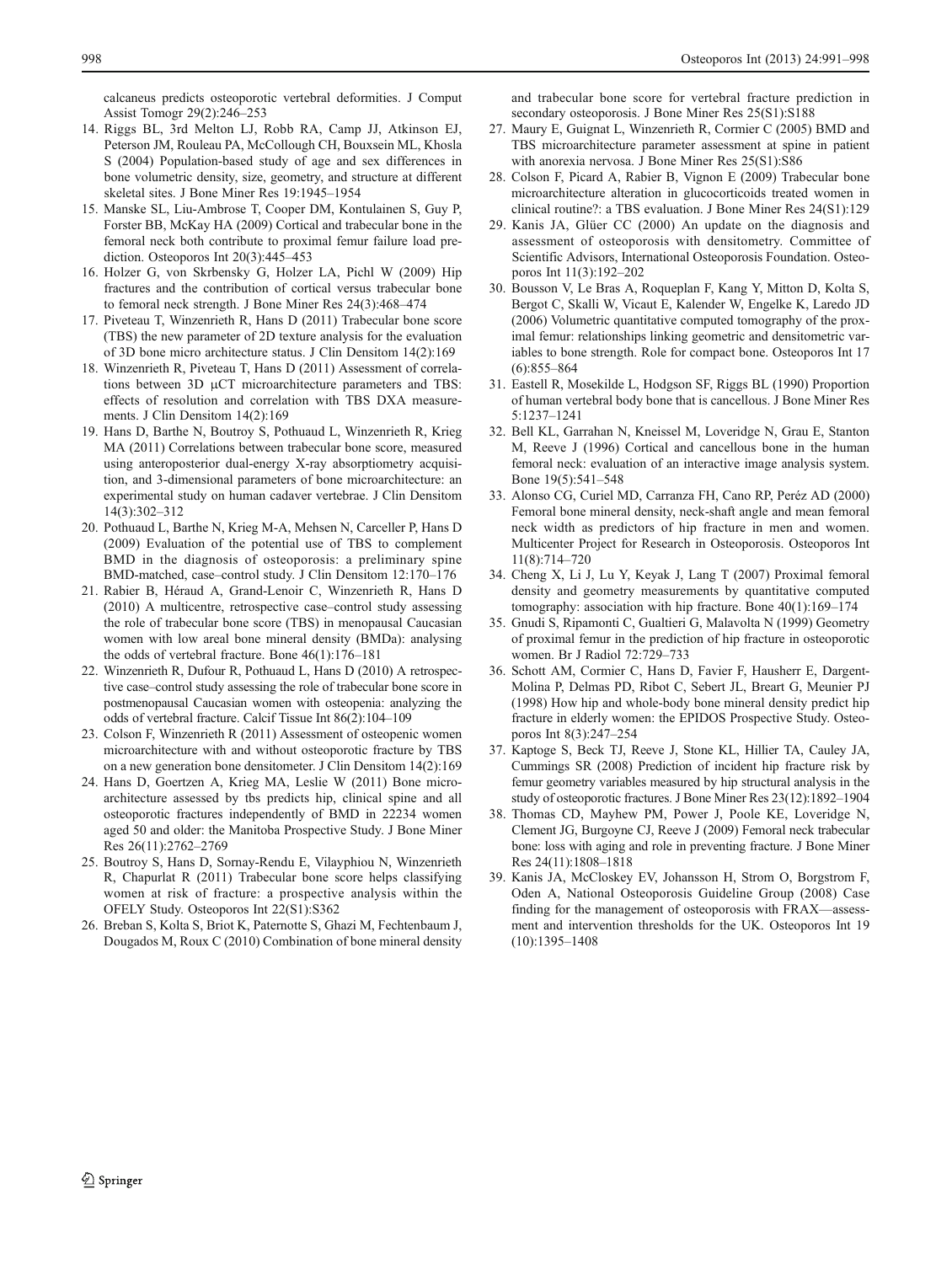calcaneus predicts osteoporotic vertebral deformities. J Comput Assist Tomogr 29(2):246–253

14. Riggs BL, 3rd Melton LJ, Robb RA, Camp JJ, Atkinson EJ, Peterson JM, Rouleau PA, McCollough CH, Bouxsein ML, Khosla S (2004) Population-based study of age and sex differences in bone volumetric density, size, geometry, and structure at different skeletal sites. J Bone Miner Res 19:1945–1954
15. Manske SL, Liu-Ambrose T, Cooper DM, Kontulainen S, Guy P, Forster BB, McKay HA (2009) Cortical and trabecular bone in the femoral neck both contribute to proximal femur failure load prediction. Osteoporos Int 20(3):445–453
16. Holzer G, von Skrbensky G, Holzer LA, Pichl W (2009) Hip fractures and the contribution of cortical versus trabecular bone to femoral neck strength. J Bone Miner Res 24(3):468–474
17. Piveteau T, Winzenrieth R, Hans D (2011) Trabecular bone score (TBS) the new parameter of 2D texture analysis for the evaluation of 3D bone micro architecture status. J Clin Densitom 14(2):169
18. Winzenrieth R, Piveteau T, Hans D (2011) Assessment of correlations between 3D μCT microarchitecture parameters and TBS: effects of resolution and correlation with TBS DXA measurements. J Clin Densitom 14(2):169
19. Hans D, Barthe N, Boutroy S, Pothuaud L, Winzenrieth R, Krieg MA (2011) Correlations between trabecular bone score, measured using anteroposterior dual-energy X-ray absorptiometry acquisition, and 3-dimensional parameters of bone microarchitecture: an experimental study on human cadaver vertebrae. J Clin Densitom 14(3):302–312
20. Pothuaud L, Barthe N, Krieg M-A, Mehsen N, Carceller P, Hans D (2009) Evaluation of the potential use of TBS to complement BMD in the diagnosis of osteoporosis: a preliminary spine BMD-matched, case–control study. J Clin Densitom 12:170–176
21. Rabier B, Héraud A, Grand-Lenoir C, Winzenrieth R, Hans D (2010) A multicentre, retrospective case–control study assessing the role of trabecular bone score (TBS) in menopausal Caucasian women with low areal bone mineral density (BMDa): analysing the odds of vertebral fracture. Bone 46(1):176–181
22. Winzenrieth R, Dufour R, Pothuaud L, Hans D (2010) A retrospective case–control study assessing the role of trabecular bone score in postmenopausal Caucasian women with osteopenia: analyzing the odds of vertebral fracture. Calcif Tissue Int 86(2):104–109
23. Colson F, Winzenrieth R (2011) Assessment of osteopenic women microarchitecture with and without osteoporotic fracture by TBS on a new generation bone densitometer. J Clin Densitom 14(2):169
24. Hans D, Goertzen A, Krieg MA, Leslie W (2011) Bone microarchitecture assessed by tbs predicts hip, clinical spine and all osteoporotic fractures independently of BMD in 22234 women aged 50 and older: the Manitoba Prospective Study. J Bone Miner Res 26(11):2762–2769
25. Boutroy S, Hans D, Sornay-Rendu E, Vilayphiou N, Winzenrieth R, Chapurlat R (2011) Trabecular bone score helps classifying women at risk of fracture: a prospective analysis within the OFELY Study. Osteoporos Int 22(S1):S362
26. Breban S, Kolta S, Briot K, Paternotte S, Ghazi M, Fechtenbaum J, Dougados M, Roux C (2010) Combination of bone mineral density and trabecular bone score for vertebral fracture prediction in secondary osteoporosis. J Bone Miner Res 25(S1):S188
27. Maury E, Guignat L, Winzenrieth R, Cormier C (2005) BMD and TBS microarchitecture parameter assessment at spine in patient with anorexia nervosa. J Bone Miner Res 25(S1):S86
28. Colson F, Picard A, Rabier B, Vignon E (2009) Trabecular bone microarchitecture alteration in glucocorticoids treated women in clinical routine?: a TBS evaluation. J Bone Miner Res 24(S1):129
29. Kanis JA, Glüer CC (2000) An update on the diagnosis and assessment of osteoporosis with densitometry. Committee of Scientific Advisors, International Osteoporosis Foundation. Osteoporos Int 11(3):192–202
30. Bousson V, Le Bras A, Roqueplan F, Kang Y, Mitton D, Kolta S, Bergot C, Skalli W, Vicaut E, Kalender W, Engelke K, Laredo JD (2006) Volumetric quantitative computed tomography of the proximal femur: relationships linking geometric and densitometric variables to bone strength. Role for compact bone. Osteoporos Int 17 (6):855–864
31. Eastell R, Mosekilde L, Hodgson SF, Riggs BL (1990) Proportion of human vertebral body bone that is cancellous. J Bone Miner Res 5:1237–1241
32. Bell KL, Garrahan N, Kneissel M, Loveridge N, Grau E, Stanton M, Reeve J (1996) Cortical and cancellous bone in the human femoral neck: evaluation of an interactive image analysis system. Bone 19(5):541–548
33. Alonso CG, Curiel MD, Carranza FH, Cano RP, Peréz AD (2000) Femoral bone mineral density, neck-shaft angle and mean femoral neck width as predictors of hip fracture in men and women. Multicenter Project for Research in Osteoporosis. Osteoporos Int 11(8):714–720
34. Cheng X, Li J, Lu Y, Keyak J, Lang T (2007) Proximal femoral density and geometry measurements by quantitative computed tomography: association with hip fracture. Bone 40(1):169–174
35. Gnudi S, Ripamonti C, Gualtieri G, Malavolta N (1999) Geometry of proximal femur in the prediction of hip fracture in osteoporotic women. Br J Radiol 72:729–733
36. Schott AM, Cormier C, Hans D, Favier F, Hausherr E, Dargent-Molina P, Delmas PD, Ribot C, Sebert JL, Breart G, Meunier PJ (1998) How hip and whole-body bone mineral density predict hip fracture in elderly women: the EPIDOS Prospective Study. Osteoporos Int 8(3):247–254
37. Kaptoge S, Beck TJ, Reeve J, Stone KL, Hillier TA, Cauley JA, Cummings SR (2008) Prediction of incident hip fracture risk by femur geometry variables measured by hip structural analysis in the study of osteoporotic fractures. J Bone Miner Res 23(12):1892–1904
38. Thomas CD, Mayhew PM, Power J, Poole KE, Loveridge N, Clement JG, Burgoyne CJ, Reeve J (2009) Femoral neck trabecular bone: loss with aging and role in preventing fracture. J Bone Miner Res 24(11):1808–1818
39. Kanis JA, McCloskey EV, Johansson H, Strom O, Borgstrom F, Oden A, National Osteoporosis Guideline Group (2008) Case finding for the management of osteoporosis with FRAX—assessment and intervention thresholds for the UK. Osteoporos Int 19 (10):1395–1408